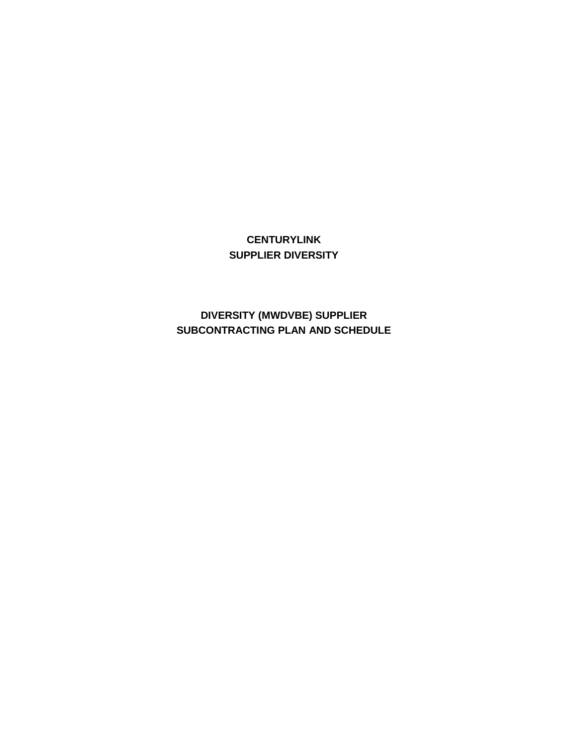# CENTURYLINK
# SUPPLIER DIVERSITY

## DIVERSITY (MWDVBE) SUPPLIER SUBCONTRACTING PLAN AND SCHEDULE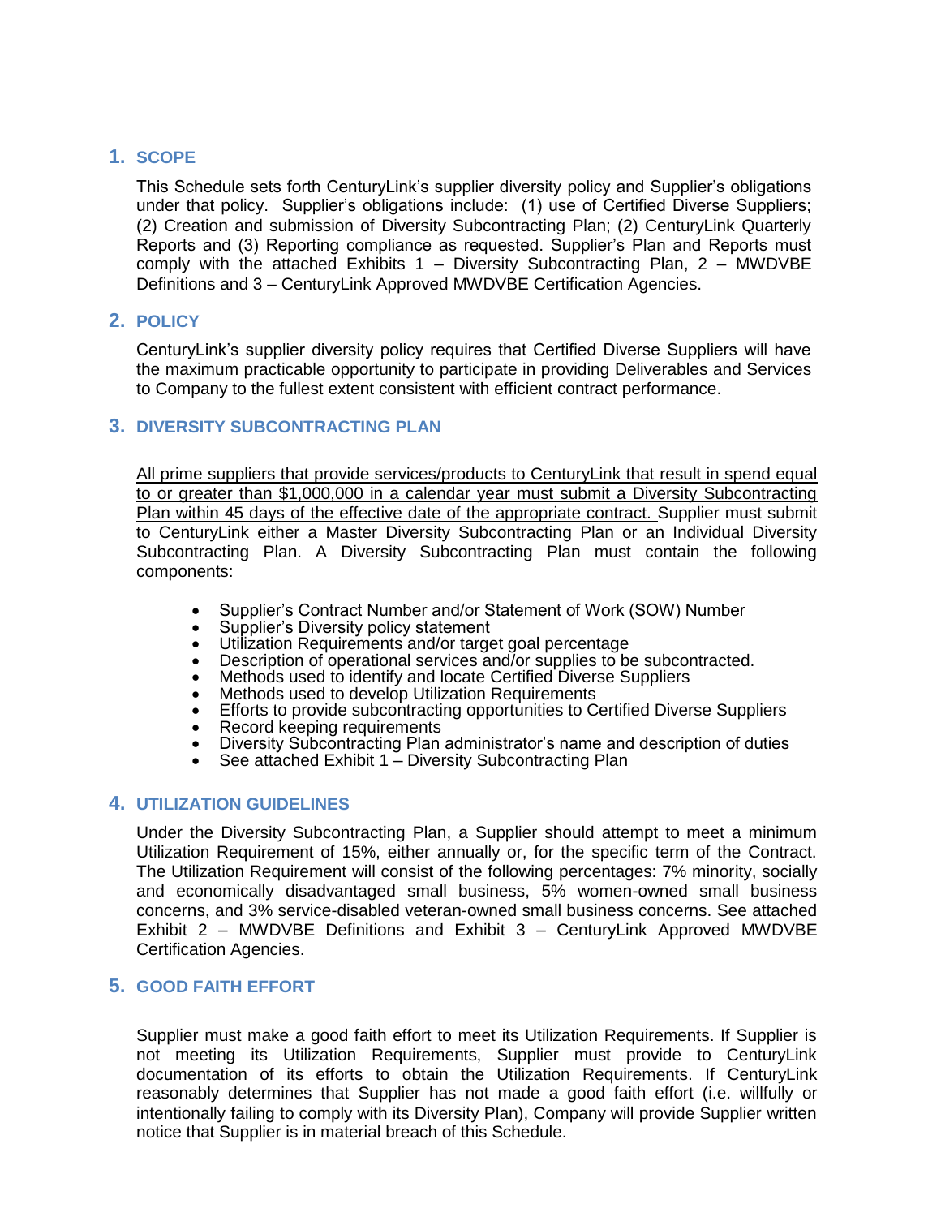## 1. SCOPE

This Schedule sets forth CenturyLink's supplier diversity policy and Supplier's obligations under that policy. Supplier's obligations include: (1) use of Certified Diverse Suppliers; (2) Creation and submission of Diversity Subcontracting Plan; (2) CenturyLink Quarterly Reports and (3) Reporting compliance as requested. Supplier's Plan and Reports must comply with the attached Exhibits 1 – Diversity Subcontracting Plan, 2 – MWDVBE Definitions and 3 – CenturyLink Approved MWDVBE Certification Agencies.

## 2. POLICY

CenturyLink's supplier diversity policy requires that Certified Diverse Suppliers will have the maximum practicable opportunity to participate in providing Deliverables and Services to Company to the fullest extent consistent with efficient contract performance.

## 3. DIVERSITY SUBCONTRACTING PLAN

<u>All prime suppliers that provide services/products to CenturyLink that result in spend equal to or greater than $1,000,000 in a calendar year must submit a Diversity Subcontracting Plan within 45 days of the effective date of the appropriate contract.</u> Supplier must submit to CenturyLink either a Master Diversity Subcontracting Plan or an Individual Diversity Subcontracting Plan. A Diversity Subcontracting Plan must contain the following components:

- Supplier's Contract Number and/or Statement of Work (SOW) Number
- Supplier's Diversity policy statement
- Utilization Requirements and/or target goal percentage
- Description of operational services and/or supplies to be subcontracted.
- Methods used to identify and locate Certified Diverse Suppliers
- Methods used to develop Utilization Requirements
- Efforts to provide subcontracting opportunities to Certified Diverse Suppliers
- Record keeping requirements
- Diversity Subcontracting Plan administrator's name and description of duties
- See attached Exhibit 1 – Diversity Subcontracting Plan

## 4. UTILIZATION GUIDELINES

Under the Diversity Subcontracting Plan, a Supplier should attempt to meet a minimum Utilization Requirement of 15%, either annually or, for the specific term of the Contract. The Utilization Requirement will consist of the following percentages: 7% minority, socially and economically disadvantaged small business, 5% women-owned small business concerns, and 3% service-disabled veteran-owned small business concerns. See attached Exhibit 2 – MWDVBE Definitions and Exhibit 3 – CenturyLink Approved MWDVBE Certification Agencies.

## 5. GOOD FAITH EFFORT

Supplier must make a good faith effort to meet its Utilization Requirements. If Supplier is not meeting its Utilization Requirements, Supplier must provide to CenturyLink documentation of its efforts to obtain the Utilization Requirements. If CenturyLink reasonably determines that Supplier has not made a good faith effort (i.e. willfully or intentionally failing to comply with its Diversity Plan), Company will provide Supplier written notice that Supplier is in material breach of this Schedule.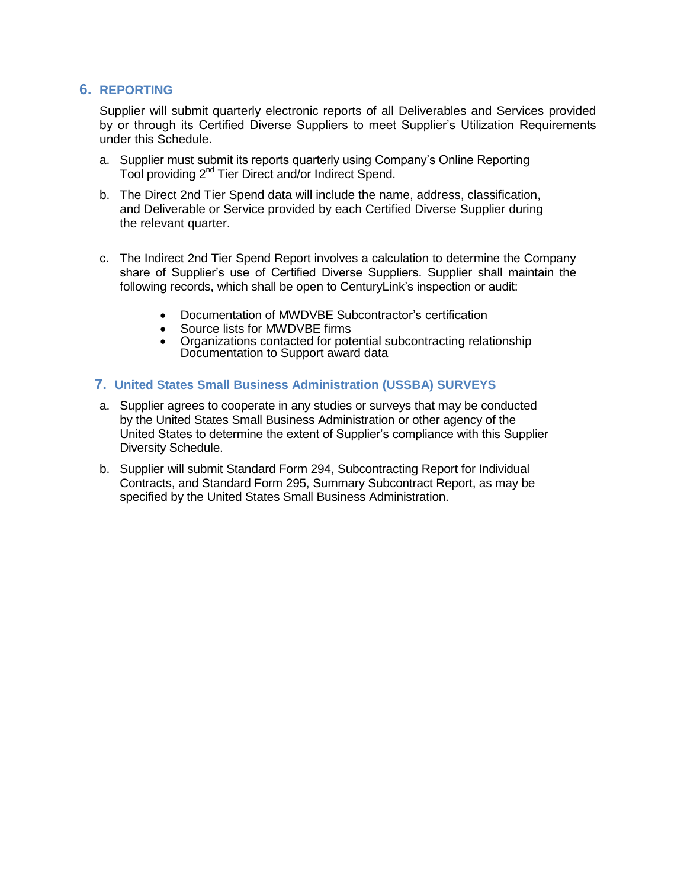## 6. REPORTING

Supplier will submit quarterly electronic reports of all Deliverables and Services provided by or through its Certified Diverse Suppliers to meet Supplier's Utilization Requirements under this Schedule.

a. Supplier must submit its reports quarterly using Company's Online Reporting Tool providing 2nd Tier Direct and/or Indirect Spend.

b. The Direct 2nd Tier Spend data will include the name, address, classification, and Deliverable or Service provided by each Certified Diverse Supplier during the relevant quarter.

c. The Indirect 2nd Tier Spend Report involves a calculation to determine the Company share of Supplier's use of Certified Diverse Suppliers. Supplier shall maintain the following records, which shall be open to CenturyLink's inspection or audit:

- Documentation of MWDVBE Subcontractor's certification
- Source lists for MWDVBE firms
- Organizations contacted for potential subcontracting relationship Documentation to Support award data

## 7. United States Small Business Administration (USSBA) SURVEYS

a. Supplier agrees to cooperate in any studies or surveys that may be conducted by the United States Small Business Administration or other agency of the United States to determine the extent of Supplier's compliance with this Supplier Diversity Schedule.

b. Supplier will submit Standard Form 294, Subcontracting Report for Individual Contracts, and Standard Form 295, Summary Subcontract Report, as may be specified by the United States Small Business Administration.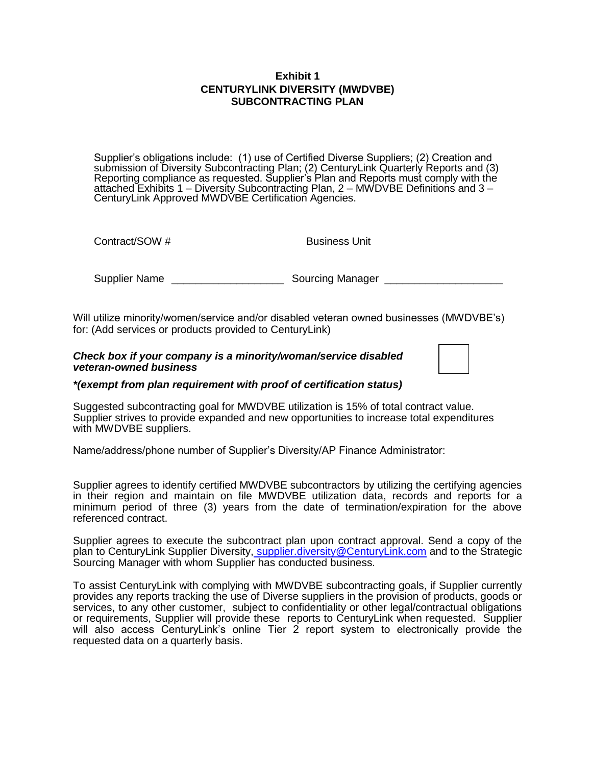**Exhibit 1**
**CENTURYLINK DIVERSITY (MWDVBE)**
**SUBCONTRACTING PLAN**

Supplier's obligations include: (1) use of Certified Diverse Suppliers; (2) Creation and submission of Diversity Subcontracting Plan; (2) CenturyLink Quarterly Reports and (3) Reporting compliance as requested. Supplier's Plan and Reports must comply with the attached Exhibits 1 – Diversity Subcontracting Plan, 2 – MWDVBE Definitions and 3 – CenturyLink Approved MWDVBE Certification Agencies.

Contract/SOW # Business Unit

Supplier Name ___________________ Sourcing Manager ____________________

Will utilize minority/women/service and/or disabled veteran owned businesses (MWDVBE's) for: (Add services or products provided to CenturyLink)

***Check box if your company is a minority/woman/service disabled veteran-owned business*** ☐

***\*(exempt from plan requirement with proof of certification status)***

Suggested subcontracting goal for MWDVBE utilization is 15% of total contract value. Supplier strives to provide expanded and new opportunities to increase total expenditures with MWDVBE suppliers.

Name/address/phone number of Supplier's Diversity/AP Finance Administrator:

Supplier agrees to identify certified MWDVBE subcontractors by utilizing the certifying agencies in their region and maintain on file MWDVBE utilization data, records and reports for a minimum period of three (3) years from the date of termination/expiration for the above referenced contract.

Supplier agrees to execute the subcontract plan upon contract approval. Send a copy of the plan to CenturyLink Supplier Diversity, supplier.diversity@CenturyLink.com and to the Strategic Sourcing Manager with whom Supplier has conducted business.

To assist CenturyLink with complying with MWDVBE subcontracting goals, if Supplier currently provides any reports tracking the use of Diverse suppliers in the provision of products, goods or services, to any other customer, subject to confidentiality or other legal/contractual obligations or requirements, Supplier will provide these reports to CenturyLink when requested. Supplier will also access CenturyLink's online Tier 2 report system to electronically provide the requested data on a quarterly basis.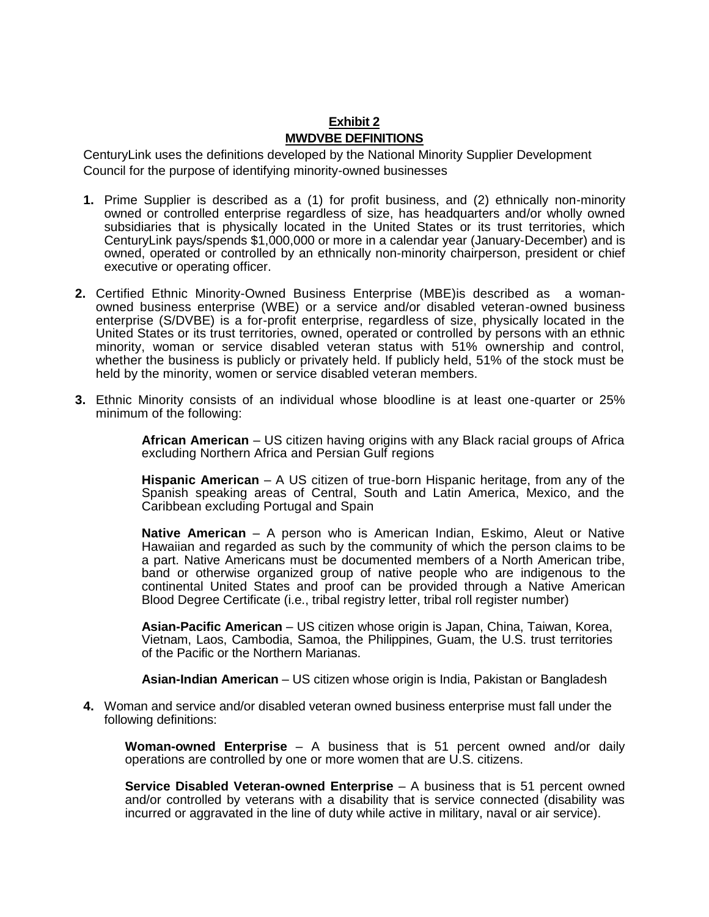# **Exhibit 2**
## **MWDVBE DEFINITIONS**

CenturyLink uses the definitions developed by the National Minority Supplier Development Council for the purpose of identifying minority-owned businesses

1. Prime Supplier is described as a (1) for profit business, and (2) ethnically non-minority owned or controlled enterprise regardless of size, has headquarters and/or wholly owned subsidiaries that is physically located in the United States or its trust territories, which CenturyLink pays/spends $1,000,000 or more in a calendar year (January-December) and is owned, operated or controlled by an ethnically non-minority chairperson, president or chief executive or operating officer.

2. Certified Ethnic Minority-Owned Business Enterprise (MBE)is described as a woman-owned business enterprise (WBE) or a service and/or disabled veteran-owned business enterprise (S/DVBE) is a for-profit enterprise, regardless of size, physically located in the United States or its trust territories, owned, operated or controlled by persons with an ethnic minority, woman or service disabled veteran status with 51% ownership and control, whether the business is publicly or privately held. If publicly held, 51% of the stock must be held by the minority, women or service disabled veteran members.

3. Ethnic Minority consists of an individual whose bloodline is at least one-quarter or 25% minimum of the following:

   **African American** – US citizen having origins with any Black racial groups of Africa excluding Northern Africa and Persian Gulf regions

   **Hispanic American** – A US citizen of true-born Hispanic heritage, from any of the Spanish speaking areas of Central, South and Latin America, Mexico, and the Caribbean excluding Portugal and Spain

   **Native American** – A person who is American Indian, Eskimo, Aleut or Native Hawaiian and regarded as such by the community of which the person claims to be a part. Native Americans must be documented members of a North American tribe, band or otherwise organized group of native people who are indigenous to the continental United States and proof can be provided through a Native American Blood Degree Certificate (i.e., tribal registry letter, tribal roll register number)

   **Asian-Pacific American** – US citizen whose origin is Japan, China, Taiwan, Korea, Vietnam, Laos, Cambodia, Samoa, the Philippines, Guam, the U.S. trust territories of the Pacific or the Northern Marianas.

   **Asian-Indian American** – US citizen whose origin is India, Pakistan or Bangladesh

4. Woman and service and/or disabled veteran owned business enterprise must fall under the following definitions:

   **Woman-owned Enterprise** – A business that is 51 percent owned and/or daily operations are controlled by one or more women that are U.S. citizens.

   **Service Disabled Veteran-owned Enterprise** – A business that is 51 percent owned and/or controlled by veterans with a disability that is service connected (disability was incurred or aggravated in the line of duty while active in military, naval or air service).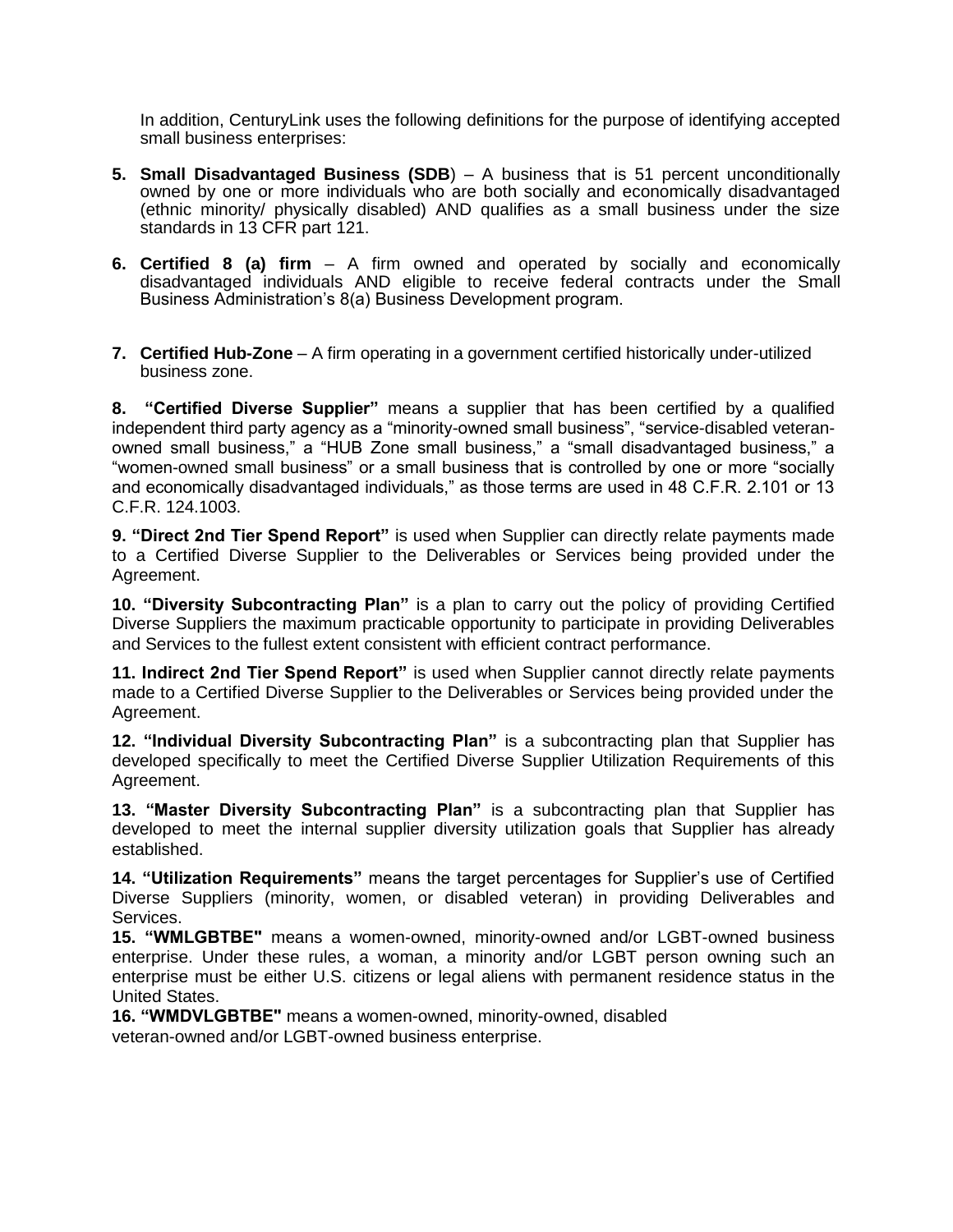In addition, CenturyLink uses the following definitions for the purpose of identifying accepted small business enterprises:

5. **Small Disadvantaged Business (SDB**) – A business that is 51 percent unconditionally owned by one or more individuals who are both socially and economically disadvantaged (ethnic minority/ physically disabled) AND qualifies as a small business under the size standards in 13 CFR part 121.

6. **Certified 8 (a) firm** – A firm owned and operated by socially and economically disadvantaged individuals AND eligible to receive federal contracts under the Small Business Administration's 8(a) Business Development program.

7. **Certified Hub-Zone** – A firm operating in a government certified historically under-utilized business zone.

**8. "Certified Diverse Supplier"** means a supplier that has been certified by a qualified independent third party agency as a "minority-owned small business", "service-disabled veteran-owned small business," a "HUB Zone small business," a "small disadvantaged business," a "women-owned small business" or a small business that is controlled by one or more "socially and economically disadvantaged individuals," as those terms are used in 48 C.F.R. 2.101 or 13 C.F.R. 124.1003.

**9. "Direct 2nd Tier Spend Report"** is used when Supplier can directly relate payments made to a Certified Diverse Supplier to the Deliverables or Services being provided under the Agreement.

**10. "Diversity Subcontracting Plan"** is a plan to carry out the policy of providing Certified Diverse Suppliers the maximum practicable opportunity to participate in providing Deliverables and Services to the fullest extent consistent with efficient contract performance.

**11. Indirect 2nd Tier Spend Report"** is used when Supplier cannot directly relate payments made to a Certified Diverse Supplier to the Deliverables or Services being provided under the Agreement.

**12. "Individual Diversity Subcontracting Plan"** is a subcontracting plan that Supplier has developed specifically to meet the Certified Diverse Supplier Utilization Requirements of this Agreement.

**13. "Master Diversity Subcontracting Plan"** is a subcontracting plan that Supplier has developed to meet the internal supplier diversity utilization goals that Supplier has already established.

**14. "Utilization Requirements"** means the target percentages for Supplier's use of Certified Diverse Suppliers (minority, women, or disabled veteran) in providing Deliverables and Services.

**15. "WMLGBTBE"** means a women-owned, minority-owned and/or LGBT-owned business enterprise. Under these rules, a woman, a minority and/or LGBT person owning such an enterprise must be either U.S. citizens or legal aliens with permanent residence status in the United States.

**16. "WMDVLGBTBE"** means a women-owned, minority-owned, disabled veteran-owned and/or LGBT-owned business enterprise.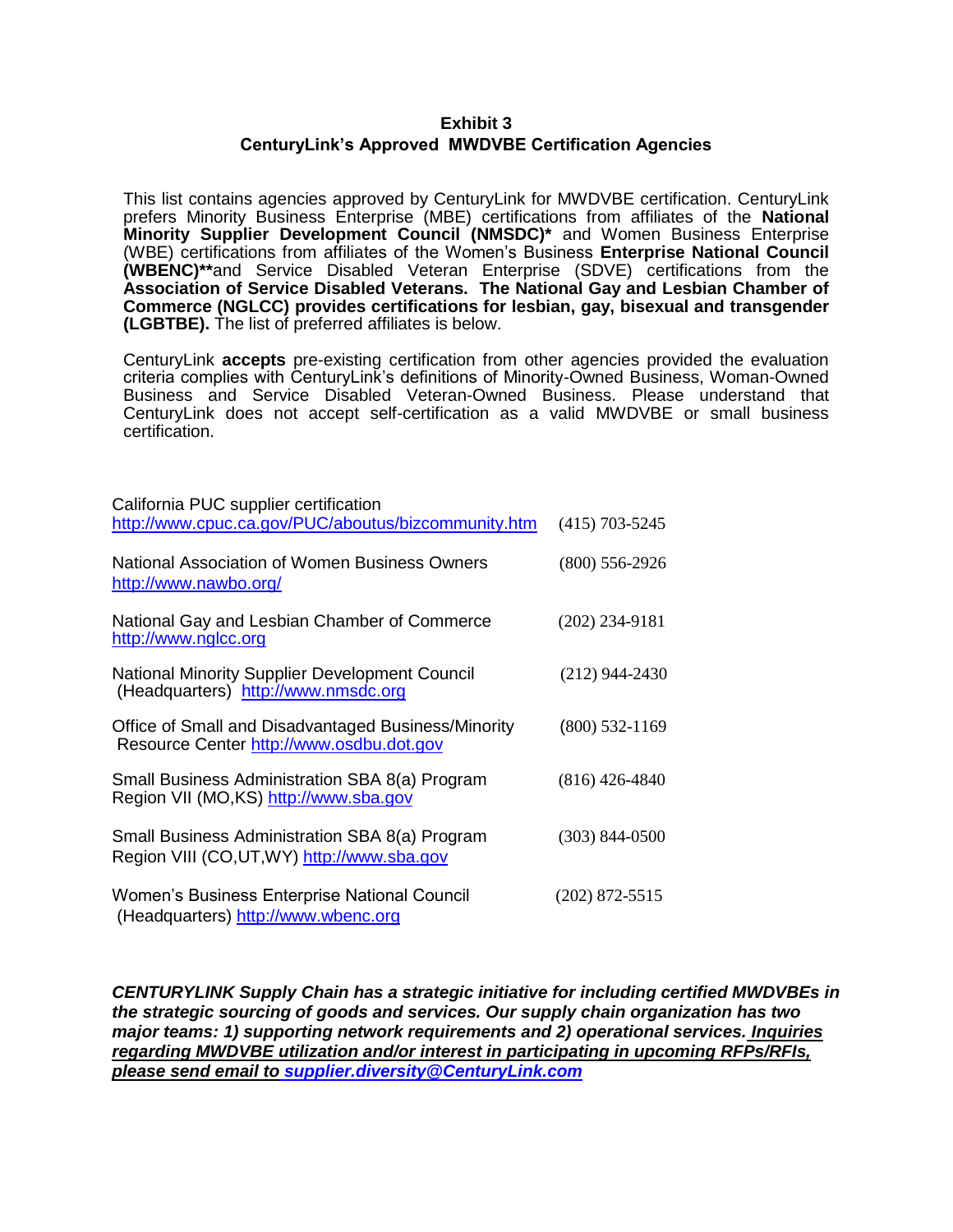**Exhibit 3**
**CenturyLink's Approved MWDVBE Certification Agencies**

This list contains agencies approved by CenturyLink for MWDVBE certification. CenturyLink prefers Minority Business Enterprise (MBE) certifications from affiliates of the **National Minority Supplier Development Council (NMSDC)*** and Women Business Enterprise (WBE) certifications from affiliates of the Women's Business **Enterprise National Council (WBENC)****and Service Disabled Veteran Enterprise (SDVE) certifications from the **Association of Service Disabled Veterans. The National Gay and Lesbian Chamber of Commerce (NGLCC) provides certifications for lesbian, gay, bisexual and transgender (LGBTBE).** The list of preferred affiliates is below.

CenturyLink **accepts** pre-existing certification from other agencies provided the evaluation criteria complies with CenturyLink's definitions of Minority-Owned Business, Woman-Owned Business and Service Disabled Veteran-Owned Business. Please understand that CenturyLink does not accept self-certification as a valid MWDVBE or small business certification.

| | |
|---|---|
| California PUC supplier certification<br>http://www.cpuc.ca.gov/PUC/aboutus/bizcommunity.htm | (415) 703-5245 |
| National Association of Women Business Owners<br>http://www.nawbo.org/ | (800) 556-2926 |
| National Gay and Lesbian Chamber of Commerce<br>http://www.nglcc.org | (202) 234-9181 |
| National Minority Supplier Development Council (Headquarters) http://www.nmsdc.org | (212) 944-2430 |
| Office of Small and Disadvantaged Business/Minority Resource Center http://www.osdbu.dot.gov | (800) 532-1169 |
| Small Business Administration SBA 8(a) Program Region VII (MO,KS) http://www.sba.gov | (816) 426-4840 |
| Small Business Administration SBA 8(a) Program Region VIII (CO,UT,WY) http://www.sba.gov | (303) 844-0500 |
| Women's Business Enterprise National Council (Headquarters) http://www.wbenc.org | (202) 872-5515 |

***CENTURYLINK Supply Chain has a strategic initiative for including certified MWDVBEs in the strategic sourcing of goods and services. Our supply chain organization has two major teams: 1) supporting network requirements and 2) operational services. Inquiries regarding MWDVBE utilization and/or interest in participating in upcoming RFPs/RFIs, please send email to supplier.diversity@CenturyLink.com***